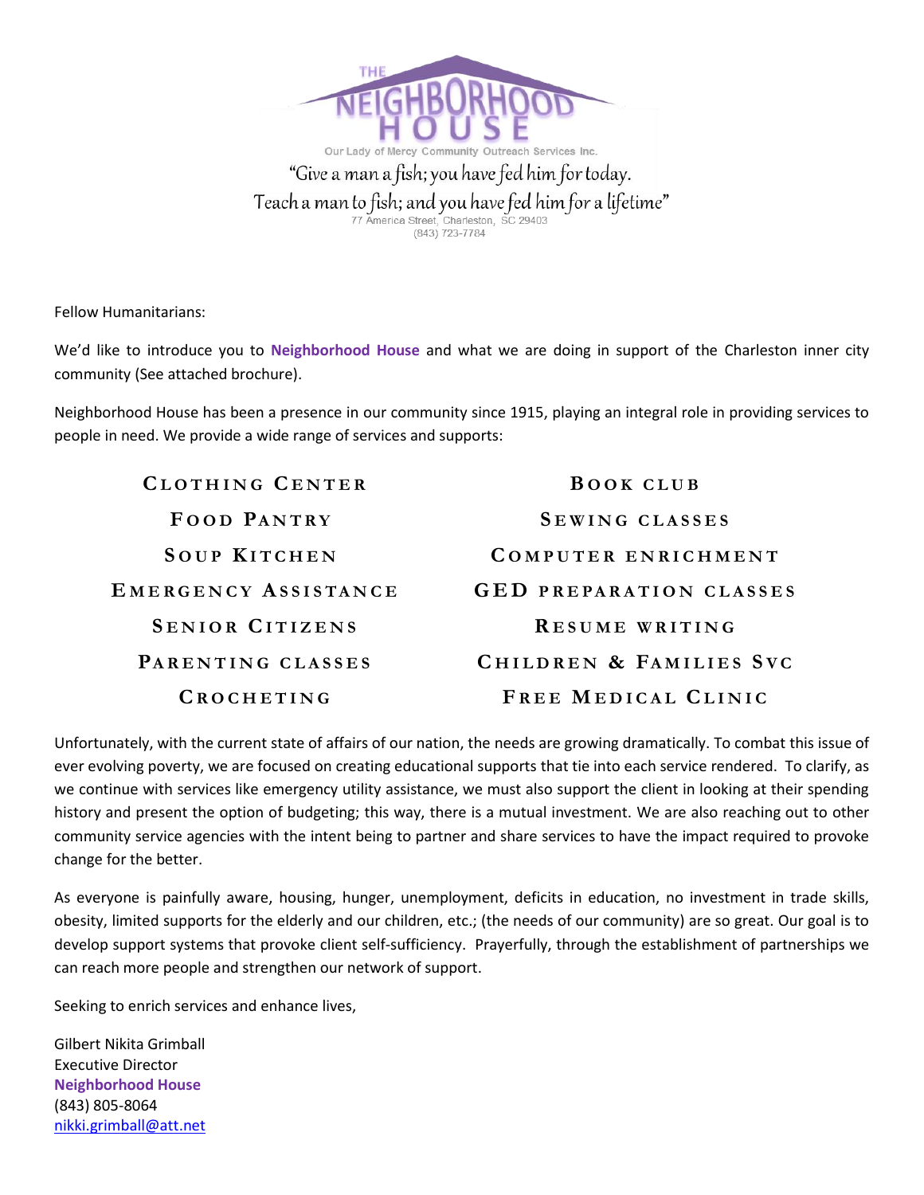# THE NEIGHBORHOOD HOUSE

Our Lady of Mercy Community Outreach Services Inc.

*"Give a man a fish; you have fed him for today.*
*Teach a man to fish; and you have fed him for a lifetime"*

77 America Street, Charleston, SC 29403
(843) 723-7784

Fellow Humanitarians:

We'd like to introduce you to **Neighborhood House** and what we are doing in support of the Charleston inner city community (See attached brochure).

Neighborhood House has been a presence in our community since 1915, playing an integral role in providing services to people in need. We provide a wide range of services and supports:

| | |
|---|---|
| CLOTHING CENTER | BOOK CLUB |
| FOOD PANTRY | SEWING CLASSES |
| SOUP KITCHEN | COMPUTER ENRICHMENT |
| EMERGENCY ASSISTANCE | GED PREPARATION CLASSES |
| SENIOR CITIZENS | RESUME WRITING |
| PARENTING CLASSES | CHILDREN & FAMILIES SVC |
| CROCHETING | FREE MEDICAL CLINIC |

Unfortunately, with the current state of affairs of our nation, the needs are growing dramatically. To combat this issue of ever evolving poverty, we are focused on creating educational supports that tie into each service rendered. To clarify, as we continue with services like emergency utility assistance, we must also support the client in looking at their spending history and present the option of budgeting; this way, there is a mutual investment. We are also reaching out to other community service agencies with the intent being to partner and share services to have the impact required to provoke change for the better.

As everyone is painfully aware, housing, hunger, unemployment, deficits in education, no investment in trade skills, obesity, limited supports for the elderly and our children, etc.; (the needs of our community) are so great. Our goal is to develop support systems that provoke client self-sufficiency. Prayerfully, through the establishment of partnerships we can reach more people and strengthen our network of support.

Seeking to enrich services and enhance lives,

Gilbert Nikita Grimball
Executive Director
**Neighborhood House**
(843) 805-8064
nikki.grimball@att.net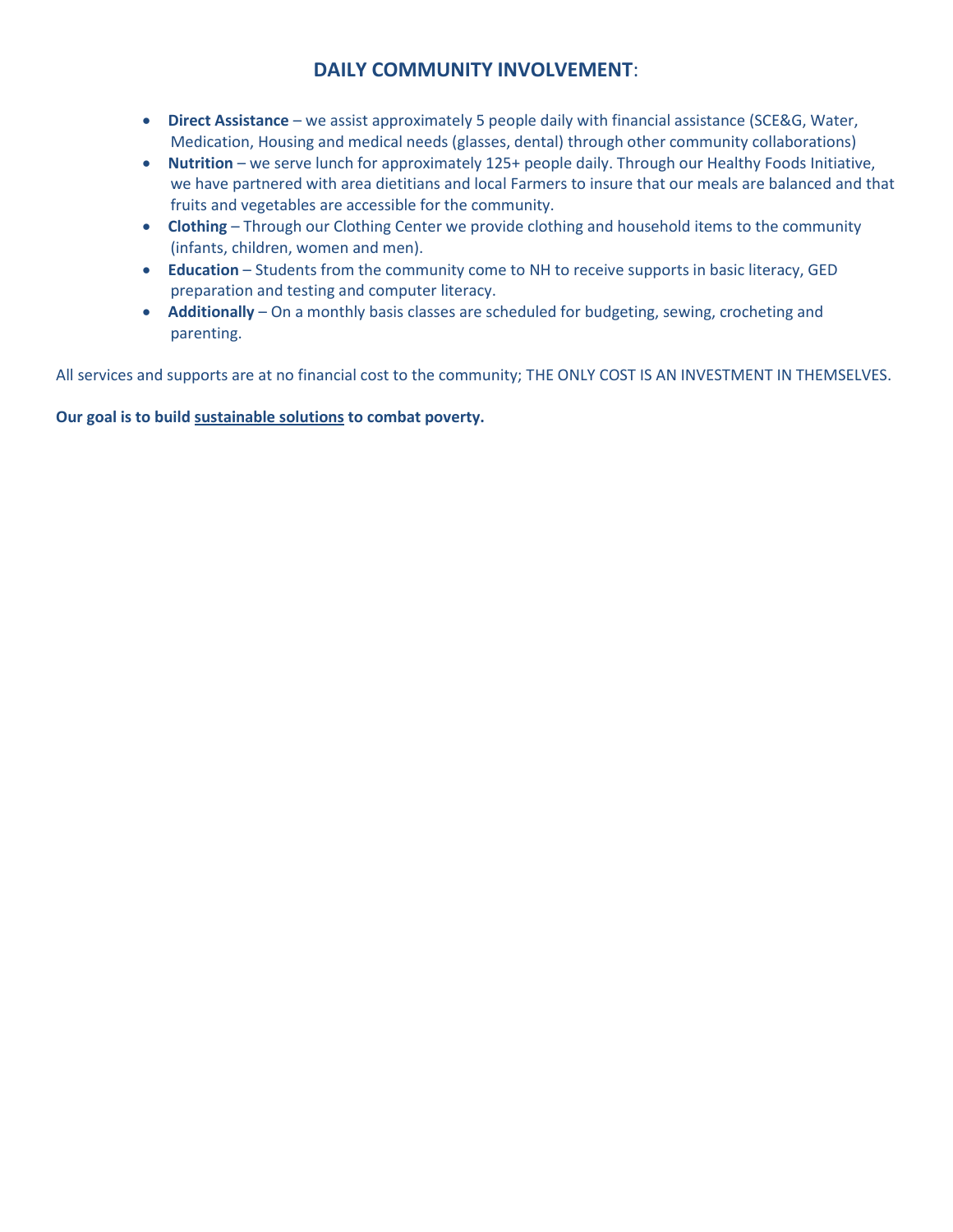## **DAILY COMMUNITY INVOLVEMENT**:

- **Direct Assistance** – we assist approximately 5 people daily with financial assistance (SCE&G, Water, Medication, Housing and medical needs (glasses, dental) through other community collaborations)
- **Nutrition** – we serve lunch for approximately 125+ people daily. Through our Healthy Foods Initiative, we have partnered with area dietitians and local Farmers to insure that our meals are balanced and that fruits and vegetables are accessible for the community.
- **Clothing** – Through our Clothing Center we provide clothing and household items to the community (infants, children, women and men).
- **Education** – Students from the community come to NH to receive supports in basic literacy, GED preparation and testing and computer literacy.
- **Additionally** – On a monthly basis classes are scheduled for budgeting, sewing, crocheting and parenting.

All services and supports are at no financial cost to the community; THE ONLY COST IS AN INVESTMENT IN THEMSELVES.

**Our goal is to build <u>sustainable solutions</u> to combat poverty.**